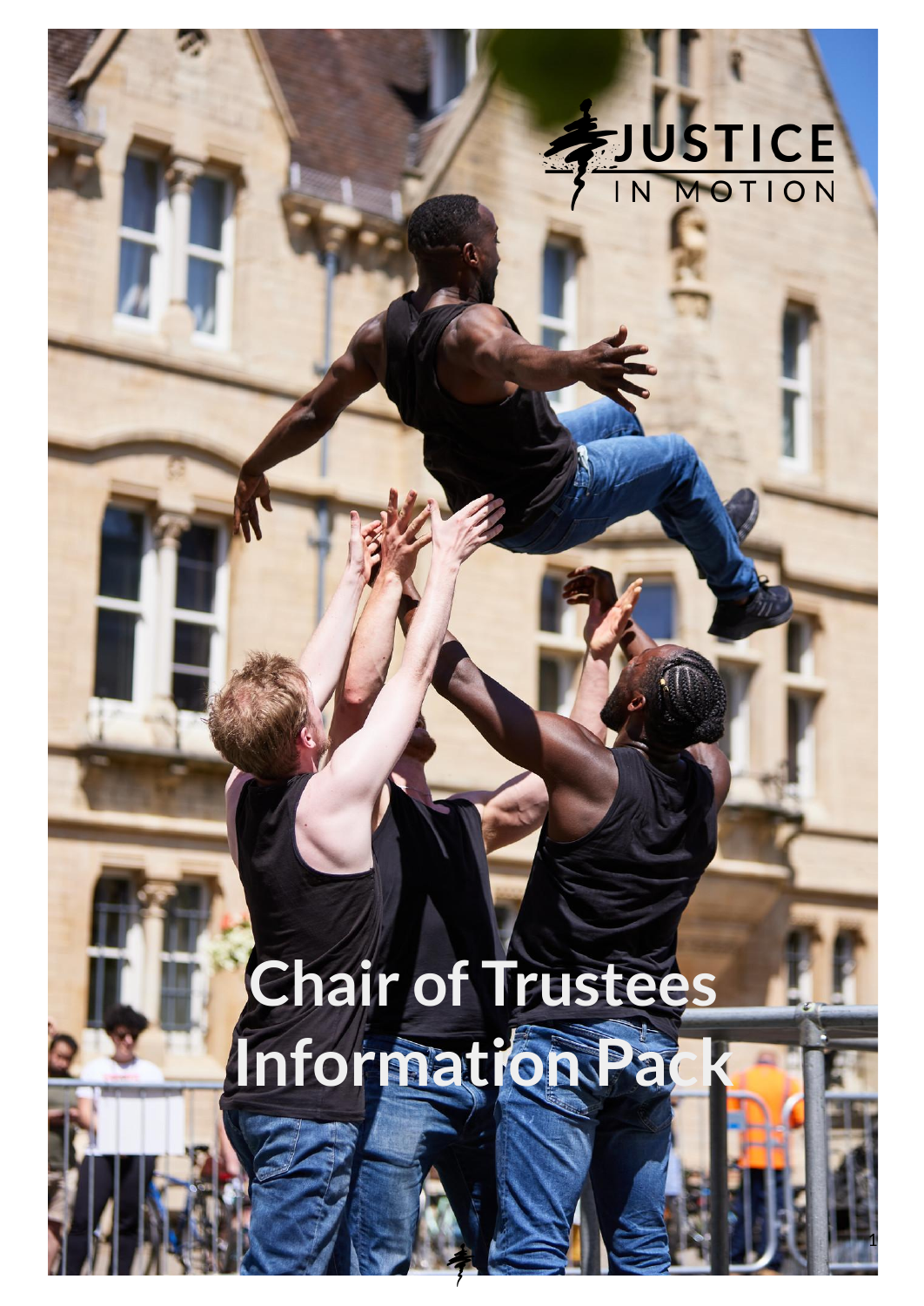JUSTICE IN MOTION

# Chair of Trustees Information Pack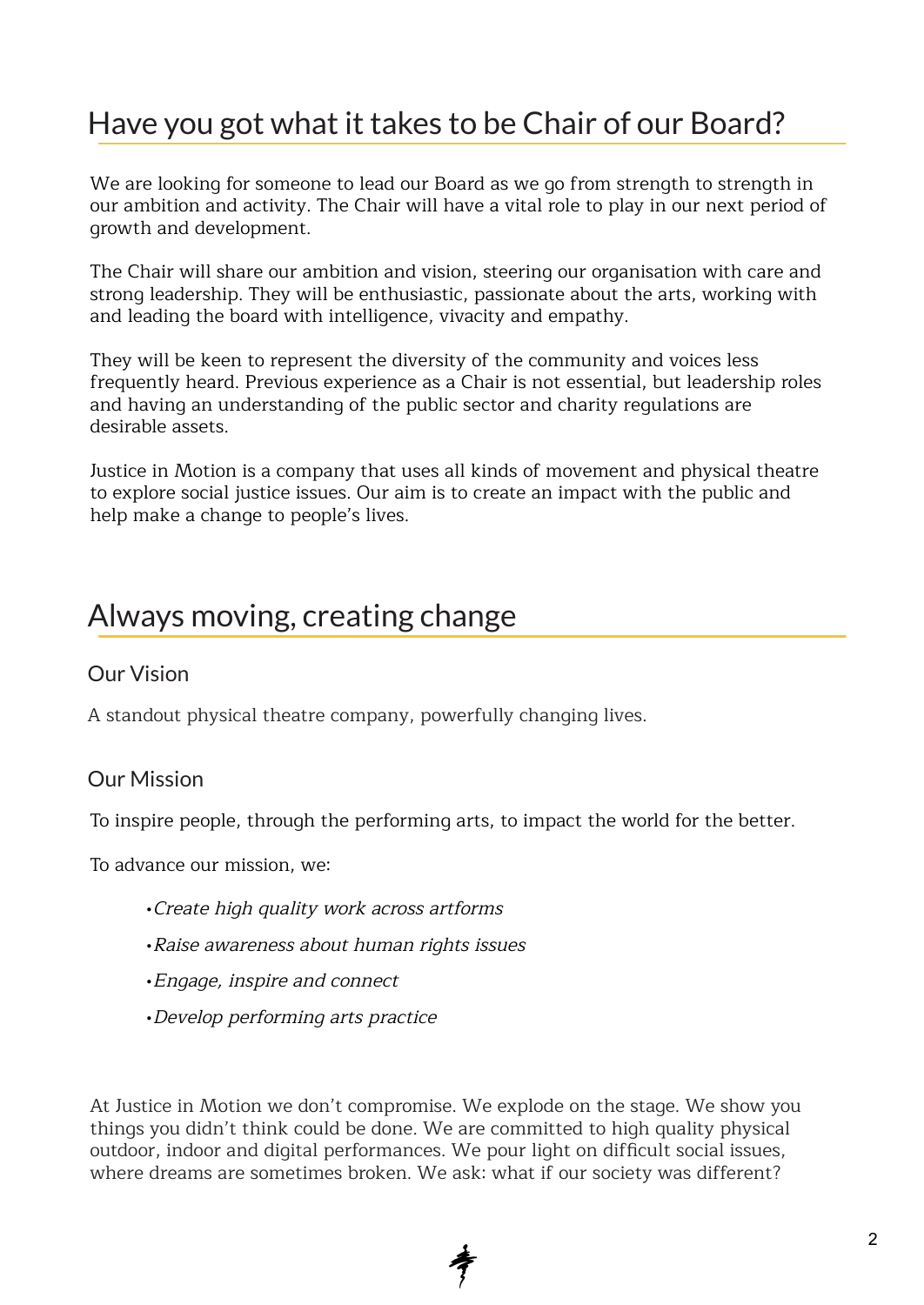## Have you got what it takes to be Chair of our Board?

We are looking for someone to lead our Board as we go from strength to strength in our ambition and activity. The Chair will have a vital role to play in our next period of growth and development.

The Chair will share our ambition and vision, steering our organisation with care and strong leadership. They will be enthusiastic, passionate about the arts, working with and leading the board with intelligence, vivacity and empathy.

They will be keen to represent the diversity of the community and voices less frequently heard. Previous experience as a Chair is not essential, but leadership roles and having an understanding of the public sector and charity regulations are desirable assets.

Justice in Motion is a company that uses all kinds of movement and physical theatre to explore social justice issues. Our aim is to create an impact with the public and help make a change to people's lives.

## Always moving, creating change

### Our Vision

A standout physical theatre company, powerfully changing lives.

### Our Mission

To inspire people, through the performing arts, to impact the world for the better.

To advance our mission, we:

- *Create high quality work across artforms*
- *Raise awareness about human rights issues*
- *Engage, inspire and connect*
- *Develop performing arts practice*

At Justice in Motion we don't compromise. We explode on the stage. We show you things you didn't think could be done. We are committed to high quality physical outdoor, indoor and digital performances. We pour light on difficult social issues, where dreams are sometimes broken. We ask: what if our society was different?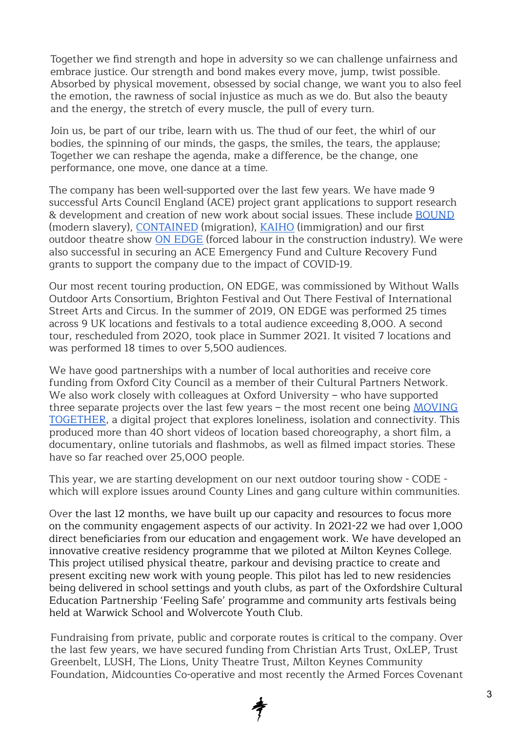Together we find strength and hope in adversity so we can challenge unfairness and embrace justice. Our strength and bond makes every move, jump, twist possible. Absorbed by physical movement, obsessed by social change, we want you to also feel the emotion, the rawness of social injustice as much as we do. But also the beauty and the energy, the stretch of every muscle, the pull of every turn.

Join us, be part of our tribe, learn with us. The thud of our feet, the whirl of our bodies, the spinning of our minds, the gasps, the smiles, the tears, the applause; Together we can reshape the agenda, make a difference, be the change, one performance, one move, one dance at a time.

The company has been well-supported over the last few years. We have made 9 successful Arts Council England (ACE) project grant applications to support research & development and creation of new work about social issues. These include BOUND (modern slavery), CONTAINED (migration), KAIHO (immigration) and our first outdoor theatre show ON EDGE (forced labour in the construction industry). We were also successful in securing an ACE Emergency Fund and Culture Recovery Fund grants to support the company due to the impact of COVID-19.

Our most recent touring production, ON EDGE, was commissioned by Without Walls Outdoor Arts Consortium, Brighton Festival and Out There Festival of International Street Arts and Circus. In the summer of 2019, ON EDGE was performed 25 times across 9 UK locations and festivals to a total audience exceeding 8,000. A second tour, rescheduled from 2020, took place in Summer 2021. It visited 7 locations and was performed 18 times to over 5,500 audiences.

We have good partnerships with a number of local authorities and receive core funding from Oxford City Council as a member of their Cultural Partners Network. We also work closely with colleagues at Oxford University – who have supported three separate projects over the last few years – the most recent one being MOVING TOGETHER, a digital project that explores loneliness, isolation and connectivity. This produced more than 40 short videos of location based choreography, a short film, a documentary, online tutorials and flashmobs, as well as filmed impact stories. These have so far reached over 25,000 people.

This year, we are starting development on our next outdoor touring show - CODE - which will explore issues around County Lines and gang culture within communities.

Over the last 12 months, we have built up our capacity and resources to focus more on the community engagement aspects of our activity. In 2021-22 we had over 1,000 direct beneficiaries from our education and engagement work. We have developed an innovative creative residency programme that we piloted at Milton Keynes College. This project utilised physical theatre, parkour and devising practice to create and present exciting new work with young people. This pilot has led to new residencies being delivered in school settings and youth clubs, as part of the Oxfordshire Cultural Education Partnership 'Feeling Safe' programme and community arts festivals being held at Warwick School and Wolvercote Youth Club.

Fundraising from private, public and corporate routes is critical to the company. Over the last few years, we have secured funding from Christian Arts Trust, OxLEP, Trust Greenbelt, LUSH, The Lions, Unity Theatre Trust, Milton Keynes Community Foundation, Midcounties Co-operative and most recently the Armed Forces Covenant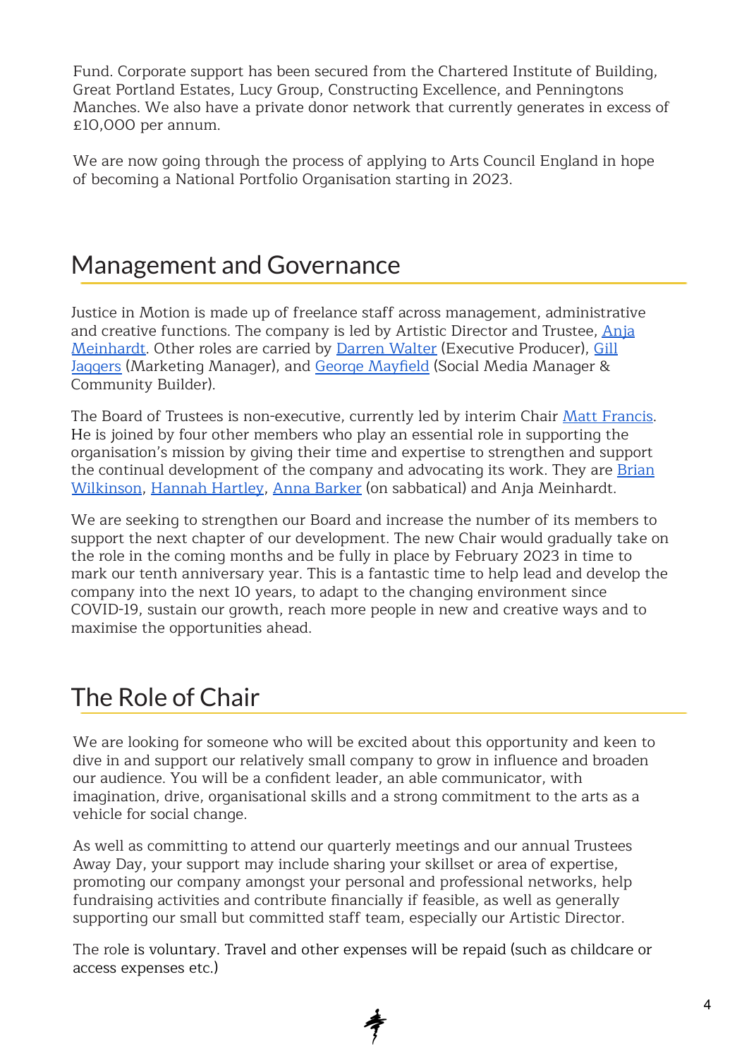Fund. Corporate support has been secured from the Chartered Institute of Building, Great Portland Estates, Lucy Group, Constructing Excellence, and Penningtons Manches. We also have a private donor network that currently generates in excess of £10,000 per annum.

We are now going through the process of applying to Arts Council England in hope of becoming a National Portfolio Organisation starting in 2023.

## Management and Governance

Justice in Motion is made up of freelance staff across management, administrative and creative functions. The company is led by Artistic Director and Trustee, Anja Meinhardt. Other roles are carried by Darren Walter (Executive Producer), Gill Jaggers (Marketing Manager), and George Mayfield (Social Media Manager & Community Builder).

The Board of Trustees is non-executive, currently led by interim Chair Matt Francis. He is joined by four other members who play an essential role in supporting the organisation's mission by giving their time and expertise to strengthen and support the continual development of the company and advocating its work. They are Brian Wilkinson, Hannah Hartley, Anna Barker (on sabbatical) and Anja Meinhardt.

We are seeking to strengthen our Board and increase the number of its members to support the next chapter of our development. The new Chair would gradually take on the role in the coming months and be fully in place by February 2023 in time to mark our tenth anniversary year. This is a fantastic time to help lead and develop the company into the next 10 years, to adapt to the changing environment since COVID-19, sustain our growth, reach more people in new and creative ways and to maximise the opportunities ahead.

## The Role of Chair

We are looking for someone who will be excited about this opportunity and keen to dive in and support our relatively small company to grow in influence and broaden our audience. You will be a confident leader, an able communicator, with imagination, drive, organisational skills and a strong commitment to the arts as a vehicle for social change.

As well as committing to attend our quarterly meetings and our annual Trustees Away Day, your support may include sharing your skillset or area of expertise, promoting our company amongst your personal and professional networks, help fundraising activities and contribute financially if feasible, as well as generally supporting our small but committed staff team, especially our Artistic Director.

The role is voluntary. Travel and other expenses will be repaid (such as childcare or access expenses etc.)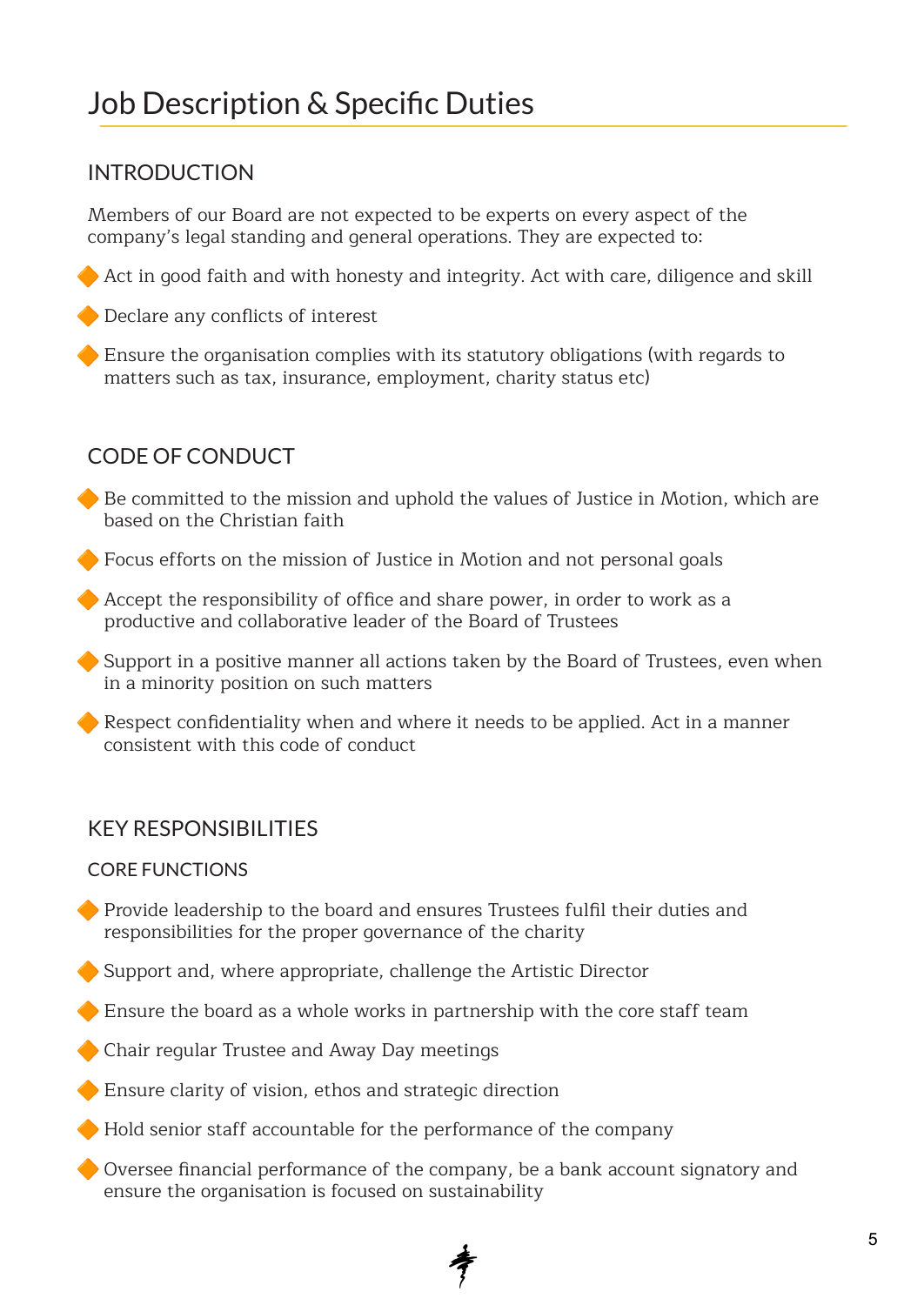# Job Description & Specific Duties

## INTRODUCTION

Members of our Board are not expected to be experts on every aspect of the company's legal standing and general operations. They are expected to:

- Act in good faith and with honesty and integrity. Act with care, diligence and skill
- Declare any conflicts of interest
- Ensure the organisation complies with its statutory obligations (with regards to matters such as tax, insurance, employment, charity status etc)

## CODE OF CONDUCT

- Be committed to the mission and uphold the values of Justice in Motion, which are based on the Christian faith
- Focus efforts on the mission of Justice in Motion and not personal goals
- Accept the responsibility of office and share power, in order to work as a productive and collaborative leader of the Board of Trustees
- Support in a positive manner all actions taken by the Board of Trustees, even when in a minority position on such matters
- Respect confidentiality when and where it needs to be applied. Act in a manner consistent with this code of conduct

## KEY RESPONSIBILITIES

### CORE FUNCTIONS

- Provide leadership to the board and ensures Trustees fulfil their duties and responsibilities for the proper governance of the charity
- Support and, where appropriate, challenge the Artistic Director
- Ensure the board as a whole works in partnership with the core staff team
- Chair regular Trustee and Away Day meetings
- Ensure clarity of vision, ethos and strategic direction
- Hold senior staff accountable for the performance of the company
- Oversee financial performance of the company, be a bank account signatory and ensure the organisation is focused on sustainability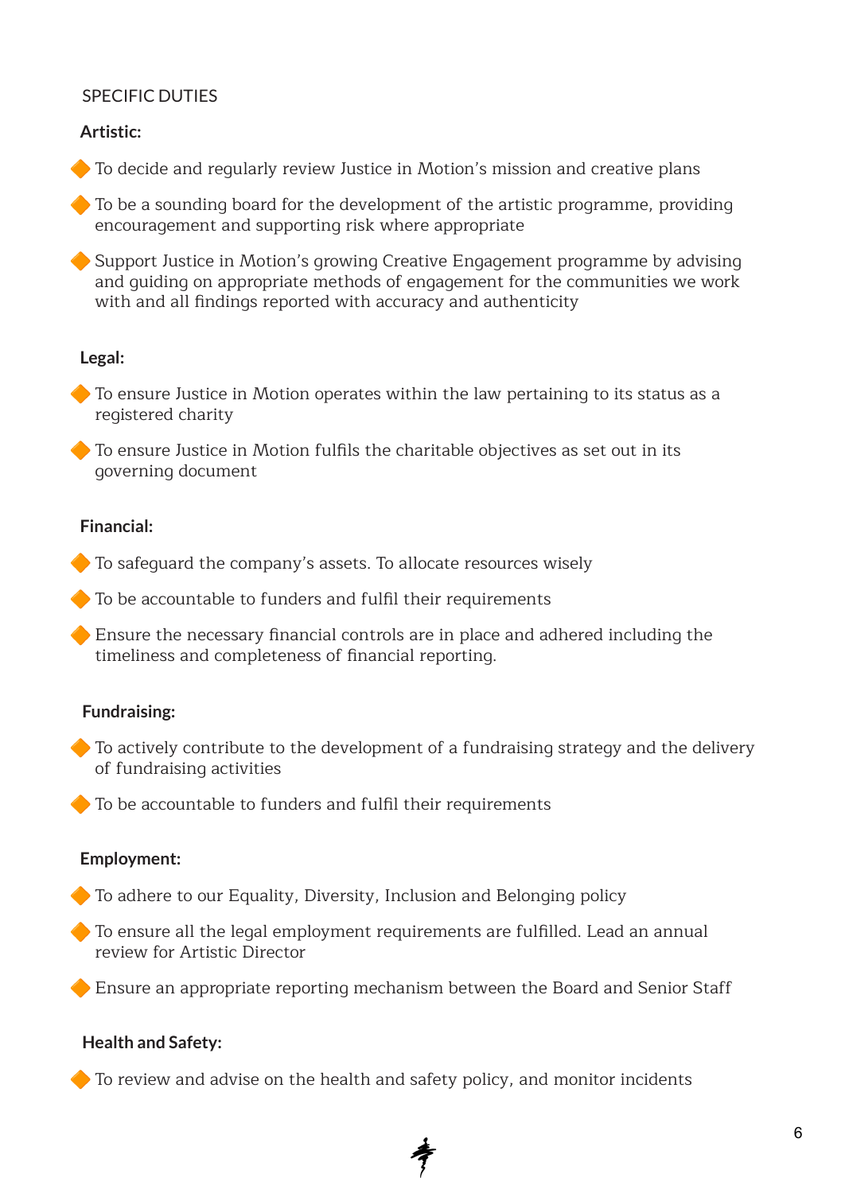## SPECIFIC DUTIES

### Artistic:

- To decide and regularly review Justice in Motion's mission and creative plans
- To be a sounding board for the development of the artistic programme, providing encouragement and supporting risk where appropriate
- Support Justice in Motion's growing Creative Engagement programme by advising and guiding on appropriate methods of engagement for the communities we work with and all findings reported with accuracy and authenticity

### Legal:

- To ensure Justice in Motion operates within the law pertaining to its status as a registered charity
- To ensure Justice in Motion fulfils the charitable objectives as set out in its governing document

### Financial:

- To safeguard the company's assets. To allocate resources wisely
- To be accountable to funders and fulfil their requirements
- Ensure the necessary financial controls are in place and adhered including the timeliness and completeness of financial reporting.

### Fundraising:

- To actively contribute to the development of a fundraising strategy and the delivery of fundraising activities
- To be accountable to funders and fulfil their requirements

### Employment:

- To adhere to our Equality, Diversity, Inclusion and Belonging policy
- To ensure all the legal employment requirements are fulfilled. Lead an annual review for Artistic Director
- Ensure an appropriate reporting mechanism between the Board and Senior Staff

### Health and Safety:

- To review and advise on the health and safety policy, and monitor incidents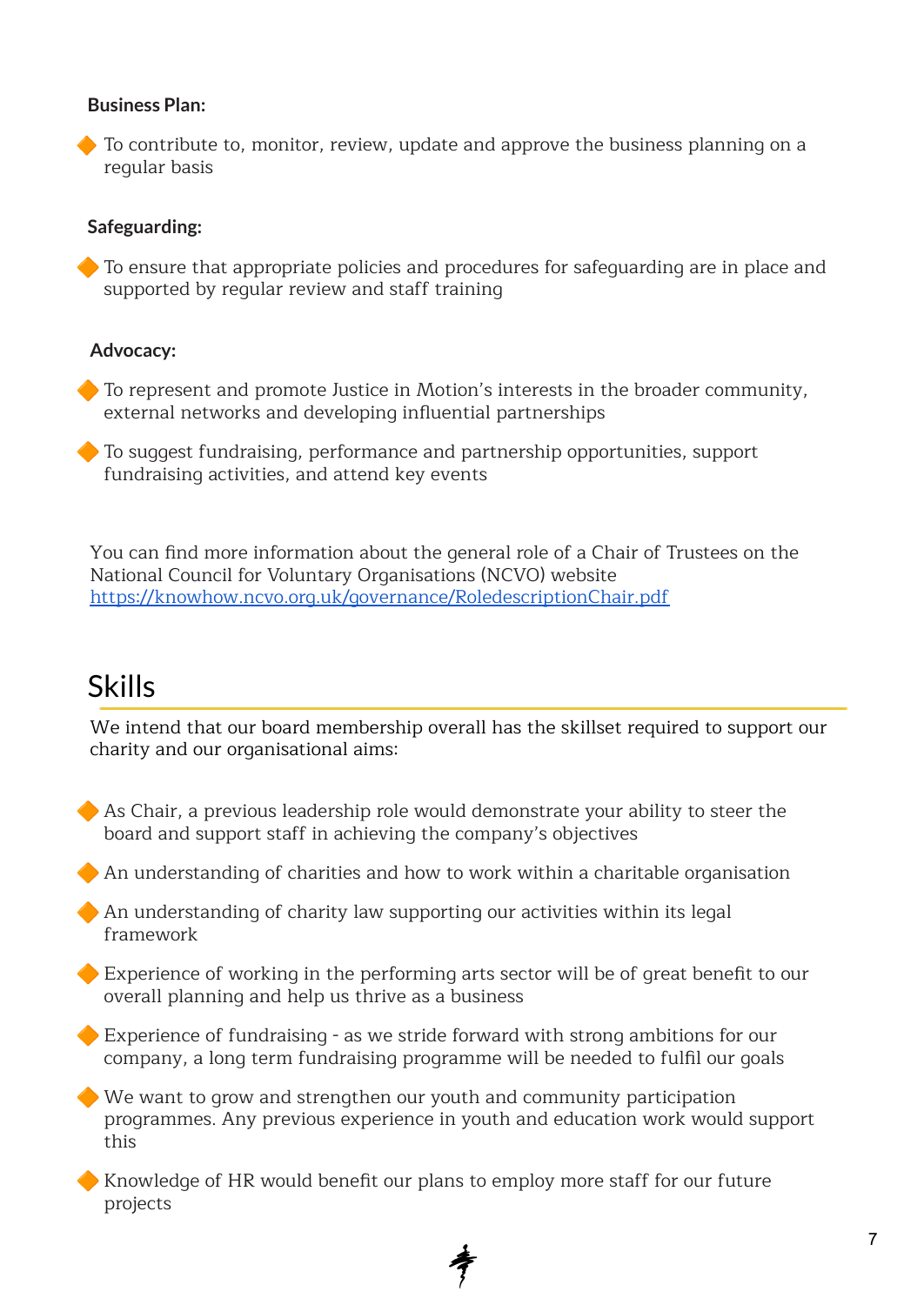**Business Plan:**

- To contribute to, monitor, review, update and approve the business planning on a regular basis

**Safeguarding:**

- To ensure that appropriate policies and procedures for safeguarding are in place and supported by regular review and staff training

**Advocacy:**

- To represent and promote Justice in Motion's interests in the broader community, external networks and developing influential partnerships
- To suggest fundraising, performance and partnership opportunities, support fundraising activities, and attend key events

You can find more information about the general role of a Chair of Trustees on the National Council for Voluntary Organisations (NCVO) website
https://knowhow.ncvo.org.uk/governance/RoledescriptionChair.pdf

## Skills

We intend that our board membership overall has the skillset required to support our charity and our organisational aims:

- As Chair, a previous leadership role would demonstrate your ability to steer the board and support staff in achieving the company's objectives
- An understanding of charities and how to work within a charitable organisation
- An understanding of charity law supporting our activities within its legal framework
- Experience of working in the performing arts sector will be of great benefit to our overall planning and help us thrive as a business
- Experience of fundraising - as we stride forward with strong ambitions for our company, a long term fundraising programme will be needed to fulfil our goals
- We want to grow and strengthen our youth and community participation programmes. Any previous experience in youth and education work would support this
- Knowledge of HR would benefit our plans to employ more staff for our future projects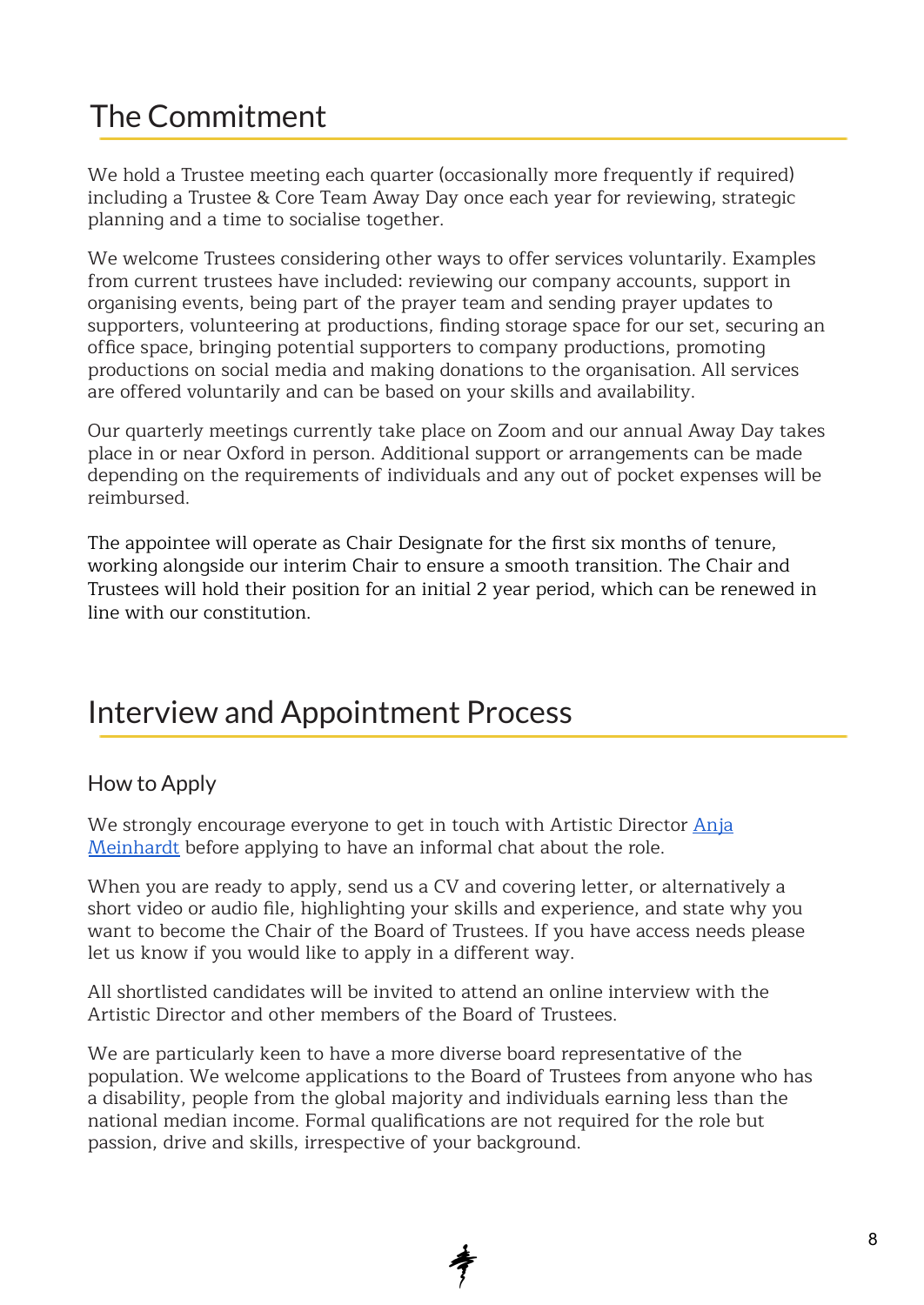## The Commitment

We hold a Trustee meeting each quarter (occasionally more frequently if required) including a Trustee & Core Team Away Day once each year for reviewing, strategic planning and a time to socialise together.

We welcome Trustees considering other ways to offer services voluntarily. Examples from current trustees have included: reviewing our company accounts, support in organising events, being part of the prayer team and sending prayer updates to supporters, volunteering at productions, finding storage space for our set, securing an office space, bringing potential supporters to company productions, promoting productions on social media and making donations to the organisation. All services are offered voluntarily and can be based on your skills and availability.

Our quarterly meetings currently take place on Zoom and our annual Away Day takes place in or near Oxford in person. Additional support or arrangements can be made depending on the requirements of individuals and any out of pocket expenses will be reimbursed.

The appointee will operate as Chair Designate for the first six months of tenure, working alongside our interim Chair to ensure a smooth transition. The Chair and Trustees will hold their position for an initial 2 year period, which can be renewed in line with our constitution.

## Interview and Appointment Process

### How to Apply

We strongly encourage everyone to get in touch with Artistic Director Anja Meinhardt before applying to have an informal chat about the role.

When you are ready to apply, send us a CV and covering letter, or alternatively a short video or audio file, highlighting your skills and experience, and state why you want to become the Chair of the Board of Trustees. If you have access needs please let us know if you would like to apply in a different way.

All shortlisted candidates will be invited to attend an online interview with the Artistic Director and other members of the Board of Trustees.

We are particularly keen to have a more diverse board representative of the population. We welcome applications to the Board of Trustees from anyone who has a disability, people from the global majority and individuals earning less than the national median income. Formal qualifications are not required for the role but passion, drive and skills, irrespective of your background.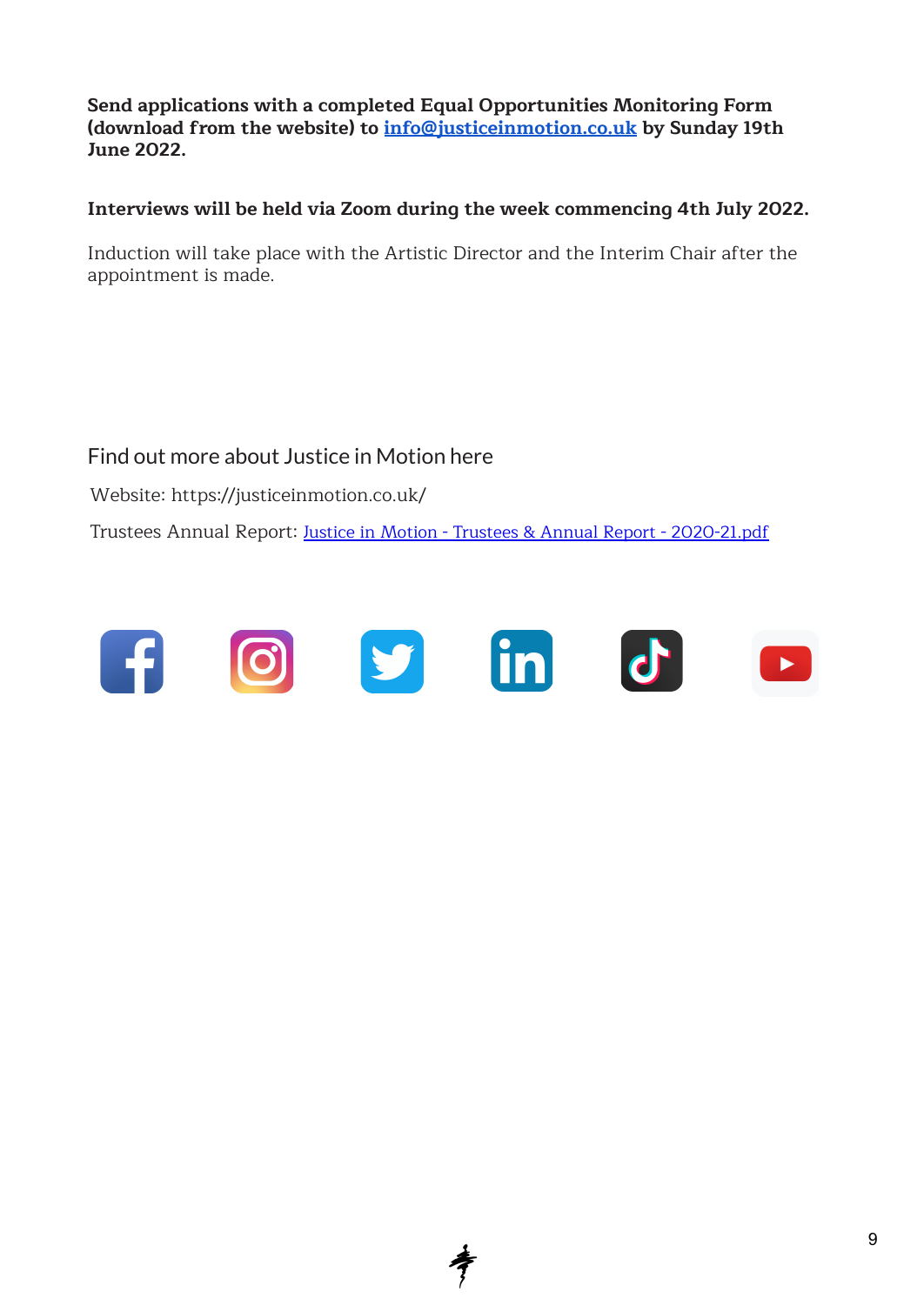**Send applications with a completed Equal Opportunities Monitoring Form (download from the website) to info@justiceinmotion.co.uk by Sunday 19th June 2022.**

**Interviews will be held via Zoom during the week commencing 4th July 2022.**

Induction will take place with the Artistic Director and the Interim Chair after the appointment is made.

## Find out more about Justice in Motion here

Website: https://justiceinmotion.co.uk/

Trustees Annual Report: Justice in Motion - Trustees & Annual Report - 2020-21.pdf